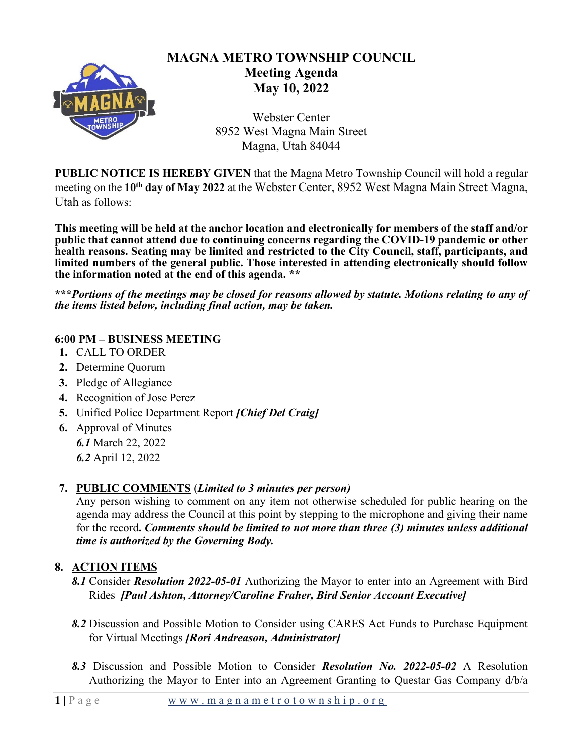# MAGNA METRO TOWNSHIP COUNCIL

## Meeting Agenda

## May 10, 2022

Webster Center
8952 West Magna Main Street
Magna, Utah 84044

**PUBLIC NOTICE IS HEREBY GIVEN** that the Magna Metro Township Council will hold a regular meeting on the **10th day of May 2022** at the Webster Center, 8952 West Magna Main Street Magna, Utah as follows:

**This meeting will be held at the anchor location and electronically for members of the staff and/or public that cannot attend due to continuing concerns regarding the COVID-19 pandemic or other health reasons. Seating may be limited and restricted to the City Council, staff, participants, and limited numbers of the general public. Those interested in attending electronically should follow the information noted at the end of this agenda. \*\***

***\*\*\*Portions of the meetings may be closed for reasons allowed by statute. Motions relating to any of the items listed below, including final action, may be taken.***

**6:00 PM – BUSINESS MEETING**

1. CALL TO ORDER
2. Determine Quorum
3. Pledge of Allegiance
4. Recognition of Jose Perez
5. Unified Police Department Report ***[Chief Del Craig]***
6. Approval of Minutes
   ***6.1*** March 22, 2022
   ***6.2*** April 12, 2022

7. **PUBLIC COMMENTS** (***Limited to 3 minutes per person)***
   Any person wishing to comment on any item not otherwise scheduled for public hearing on the agenda may address the Council at this point by stepping to the microphone and giving their name for the record**. *Comments should be limited to not more than three (3) minutes unless additional time is authorized by the Governing Body.***

**8. ACTION ITEMS**

***8.1*** Consider ***Resolution 2022-05-01*** Authorizing the Mayor to enter into an Agreement with Bird Rides ***[Paul Ashton, Attorney/Caroline Fraher, Bird Senior Account Executive]***

***8.2*** Discussion and Possible Motion to Consider using CARES Act Funds to Purchase Equipment for Virtual Meetings ***[Rori Andreason, Administrator]***

***8.3*** Discussion and Possible Motion to Consider ***Resolution No. 2022-05-02*** A Resolution Authorizing the Mayor to Enter into an Agreement Granting to Questar Gas Company d/b/a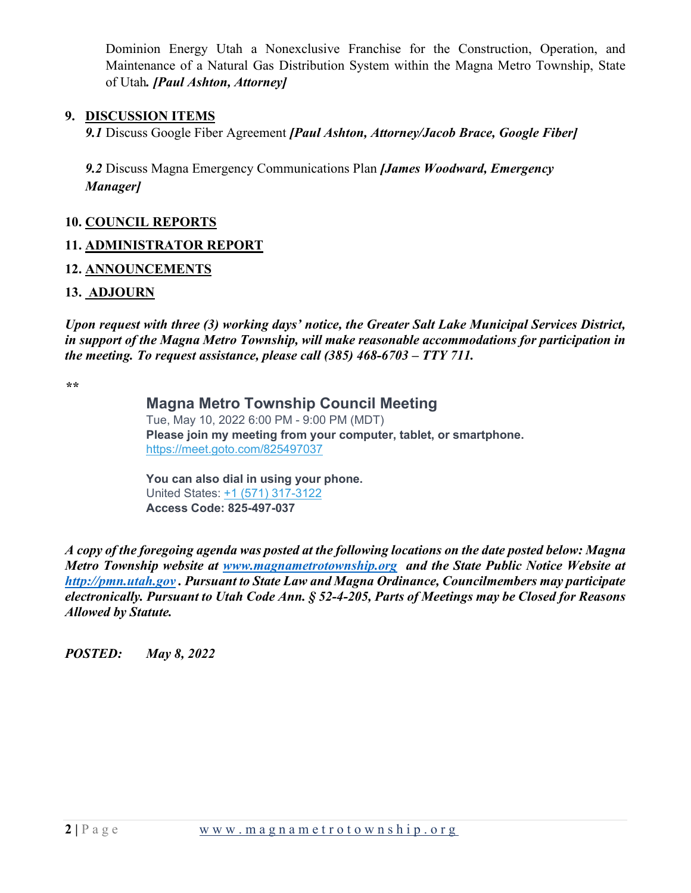Dominion Energy Utah a Nonexclusive Franchise for the Construction, Operation, and Maintenance of a Natural Gas Distribution System within the Magna Metro Township, State of Utah*. [Paul Ashton, Attorney]*

**9. DISCUSSION ITEMS**

*9.1* Discuss Google Fiber Agreement ***[Paul Ashton, Attorney/Jacob Brace, Google Fiber]***

*9.2* Discuss Magna Emergency Communications Plan ***[James Woodward, Emergency Manager]***

**10. COUNCIL REPORTS**

**11. ADMINISTRATOR REPORT**

**12. ANNOUNCEMENTS**

**13. ADJOURN**

***Upon request with three (3) working days' notice, the Greater Salt Lake Municipal Services District, in support of the Magna Metro Township, will make reasonable accommodations for participation in the meeting. To request assistance, please call (385) 468-6703 – TTY 711.***

****

**Magna Metro Township Council Meeting**
Tue, May 10, 2022 6:00 PM - 9:00 PM (MDT)
**Please join my meeting from your computer, tablet, or smartphone.**
https://meet.goto.com/825497037

**You can also dial in using your phone.**
United States: +1 (571) 317-3122
**Access Code: 825-497-037**

***A copy of the foregoing agenda was posted at the following locations on the date posted below: Magna Metro Township website at www.magnametrotownship.org and the State Public Notice Website at http://pmn.utah.gov . Pursuant to State Law and Magna Ordinance, Councilmembers may participate electronically. Pursuant to Utah Code Ann. § 52-4-205, Parts of Meetings may be Closed for Reasons Allowed by Statute.***

***POSTED: May 8, 2022***